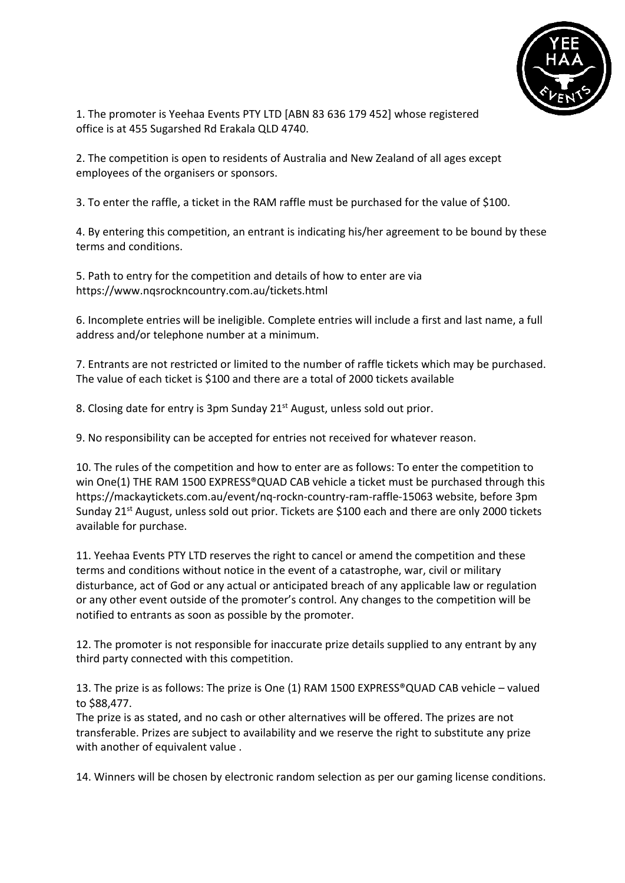1. The promoter is Yeehaa Events PTY LTD [ABN 83 636 179 452] whose registered office is at 455 Sugarshed Rd Erakala QLD 4740.

2. The competition is open to residents of Australia and New Zealand of all ages except employees of the organisers or sponsors.

3. To enter the raffle, a ticket in the RAM raffle must be purchased for the value of $100.

4. By entering this competition, an entrant is indicating his/her agreement to be bound by these terms and conditions.

5. Path to entry for the competition and details of how to enter are via https://www.nqsrockncountry.com.au/tickets.html

6. Incomplete entries will be ineligible. Complete entries will include a first and last name, a full address and/or telephone number at a minimum.

7. Entrants are not restricted or limited to the number of raffle tickets which may be purchased. The value of each ticket is $100 and there are a total of 2000 tickets available

8. Closing date for entry is 3pm Sunday 21st August, unless sold out prior.

9. No responsibility can be accepted for entries not received for whatever reason.

10. The rules of the competition and how to enter are as follows: To enter the competition to win One(1) THE RAM 1500 EXPRESS®QUAD CAB vehicle a ticket must be purchased through this https://mackaytickets.com.au/event/nq-rockn-country-ram-raffle-15063 website, before 3pm Sunday 21st August, unless sold out prior. Tickets are $100 each and there are only 2000 tickets available for purchase.

11. Yeehaa Events PTY LTD reserves the right to cancel or amend the competition and these terms and conditions without notice in the event of a catastrophe, war, civil or military disturbance, act of God or any actual or anticipated breach of any applicable law or regulation or any other event outside of the promoter's control. Any changes to the competition will be notified to entrants as soon as possible by the promoter.

12. The promoter is not responsible for inaccurate prize details supplied to any entrant by any third party connected with this competition.

13. The prize is as follows: The prize is One (1) RAM 1500 EXPRESS®QUAD CAB vehicle – valued to $88,477.
The prize is as stated, and no cash or other alternatives will be offered. The prizes are not transferable. Prizes are subject to availability and we reserve the right to substitute any prize with another of equivalent value .

14. Winners will be chosen by electronic random selection as per our gaming license conditions.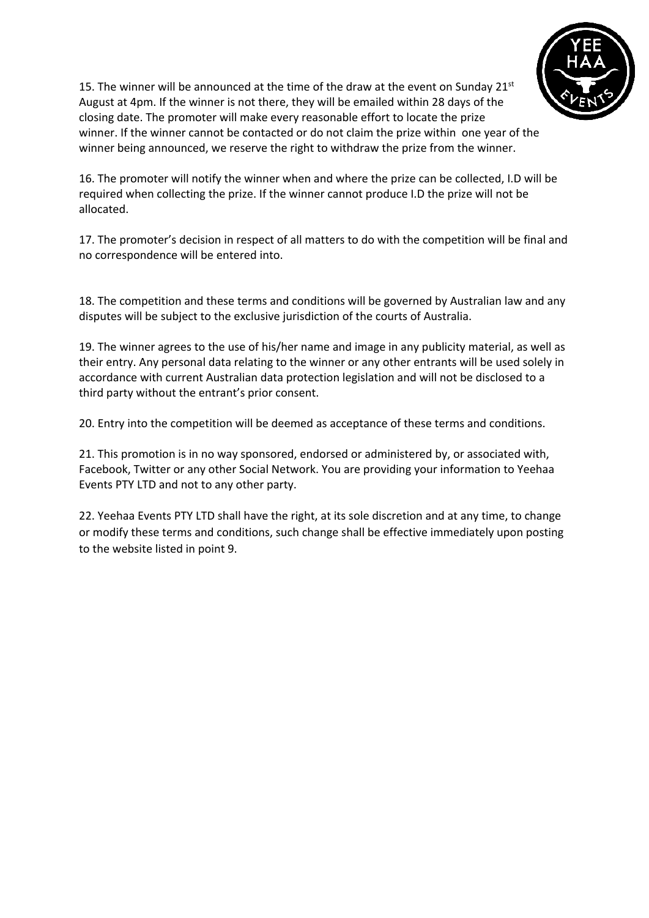15. The winner will be announced at the time of the draw at the event on Sunday 21st August at 4pm. If the winner is not there, they will be emailed within 28 days of the closing date. The promoter will make every reasonable effort to locate the prize winner. If the winner cannot be contacted or do not claim the prize within one year of the winner being announced, we reserve the right to withdraw the prize from the winner.

16. The promoter will notify the winner when and where the prize can be collected, I.D will be required when collecting the prize. If the winner cannot produce I.D the prize will not be allocated.

17. The promoter's decision in respect of all matters to do with the competition will be final and no correspondence will be entered into.

18. The competition and these terms and conditions will be governed by Australian law and any disputes will be subject to the exclusive jurisdiction of the courts of Australia.

19. The winner agrees to the use of his/her name and image in any publicity material, as well as their entry. Any personal data relating to the winner or any other entrants will be used solely in accordance with current Australian data protection legislation and will not be disclosed to a third party without the entrant's prior consent.

20. Entry into the competition will be deemed as acceptance of these terms and conditions.

21. This promotion is in no way sponsored, endorsed or administered by, or associated with, Facebook, Twitter or any other Social Network. You are providing your information to Yeehaa Events PTY LTD and not to any other party.

22. Yeehaa Events PTY LTD shall have the right, at its sole discretion and at any time, to change or modify these terms and conditions, such change shall be effective immediately upon posting to the website listed in point 9.